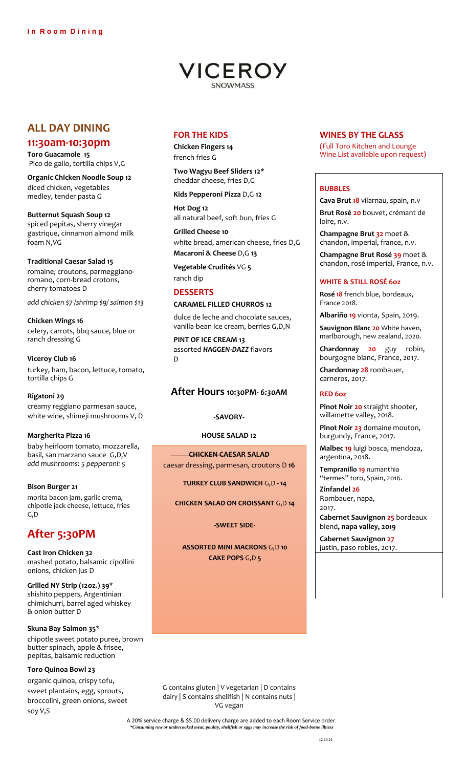**In Room Dining**

# VICEROY
SNOWMASS

## ALL DAY DINING
## 11:30am-10:30pm

**Toro Guacamole 15**
Pico de gallo, tortilla chips V,G

**Organic Chicken Noodle Soup 12**
diced chicken, vegetables medley, tender pasta G

**Butternut Squash Soup 12**
spiced pepitas, sherry vinegar gastrique, cinnamon almond milk foam N,VG

**Traditional Caesar Salad 15**
romaine, croutons, parmeggiano-romano, corn-bread crotons, cherry tomatoes D

*add chicken $7 /shrimp $9/ salmon $13*

**Chicken Wings 16**
celery, carrots, bbq sauce, blue or ranch dressing G

**Viceroy Club 16**
turkey, ham, bacon, lettuce, tomato, tortilla chips G

**Rigatoni 29**
creamy reggiano parmesan sauce, white wine, shimeji mushrooms V, D

**Margherita Pizza 16**
baby heirloom tomato, mozzarella, basil, san marzano sauce G,D,V
*add mushrooms: 5 pepperoni: 5*

**Bison Burger 21**
morita bacon jam, garlic crema, chipotle jack cheese, lettuce, fries G,D

## After 5:30PM

**Cast Iron Chicken 32**
mashed potato, balsamic cipollini onions, chicken jus D

**Grilled NY Strip (12oz.) 39***
shishito peppers, Argentinian chimichurri, barrel aged whiskey & onion butter D

**Skuna Bay Salmon 35***
chipotle sweet potato puree, brown butter spinach, apple & frisee, pepitas, balsamic reduction

**Toro Quinoa Bowl 23**
organic quinoa, crispy tofu, sweet plantains, egg, sprouts, broccolini, green onions, sweet soy V,S

## FOR THE KIDS

**Chicken Fingers 14**
french fries G

**Two Wagyu Beef Sliders 12***
cheddar cheese, fries D,G

**Kids Pepperoni Pizza** D,G **12**

**Hot Dog 12**
all natural beef, soft bun, fries G

**Grilled Cheese 10**
white bread, american cheese, fries D,G

**Macaroni & Cheese** D,G **13**

**Vegetable Crudités** VG **5**
ranch dip

## DESSERTS

**CARAMEL FILLED CHURROS 12**
dulce de leche and chocolate sauces, vanilla-bean ice cream, berries G,D,N

**PINT OF ICE CREAM 13**
assorted ***HAGGEN-DAZZ*** flavors D

## After Hours 10:30PM- *6:30AM*

**-SAVORY-**

**HOUSE SALAD 12**

**CHICKEN CAESAR SALAD**
caesar dressing, parmesan, croutons D **16**

**TURKEY CLUB SANDWICH** G,D **- 14**

**CHICKEN SALAD ON CROISSANT** G,D **14**

**-SWEET SIDE-**

**ASSORTED MINI MACRONS** G,D **10**

**CAKE POPS** G,D **5**

## WINES BY THE GLASS

(Full Toro Kitchen and Lounge Wine List available upon request)

### BUBBLES

**Cava Brut 18** vilarnau, spain, n.v

**Brut Rosé 20** bouvet, crémant de loire, n.v.

**Champagne Brut 32** moet & chandon, imperial, france, n.v.

**Champagne Brut Rosé 39** moet & chandon, rosé imperial, France, n.v.

### WHITE & STILL ROSÉ 6oz

**Rosé 18** french blue, bordeaux, France 2018.

**Albariño 19** vionta, Spain, 2019.

**Sauvignon Blanc 20** White haven, marlborough, new zealand, 2020.

**Chardonnay 20** guy robin, bourgogne blanc, France, 2017.

**Chardonnay 28** rombauer, carneros, 2017.

### RED 6oz

**Pinot Noir 20** straight shooter, willamette valley, 2018.

**Pinot Noir 23** domaine mouton, burgundy, France, 2017.

**Malbec 19** luigi bosca, mendoza, argentina, 2018.

**Tempranillo 19** numanthia "termes" toro, Spain, 2016.

**Zinfandel 26**
Rombauer, napa, 2017.

**Cabernet Sauvignon 25** bordeaux blend**, napa valley, 2019**

**Cabernet Sauvignon 27**
justin, paso robles, 2017.

G contains gluten | V vegetarian | D contains dairy | S contains shellfish | N contains nuts | VG vegan

A 20% service charge & $5.00 delivery charge are added to each Room Service order.
***Consuming raw or undercooked meat, poultry, shellfish or eggs may increase the risk of food-borne illness***

12.10.21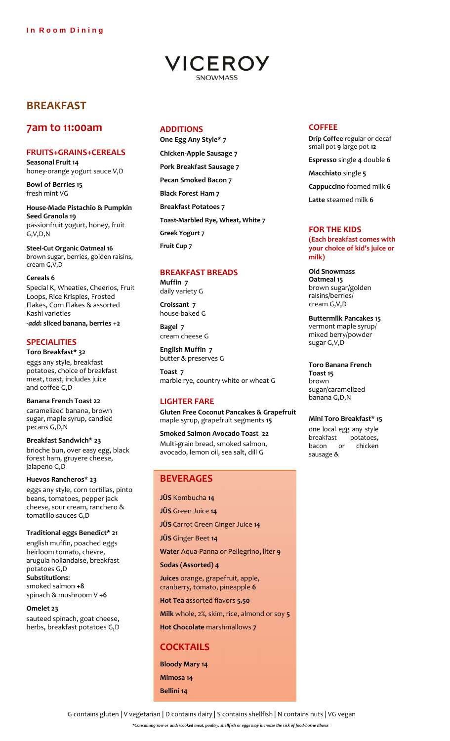In Room Dining

# VICEROY
SNOWMASS

## BREAKFAST

## 7am to 11:00am

### FRUITS+GRAINS+CEREALS

**Seasonal Fruit 14**
honey-orange yogurt sauce V,D

**Bowl of Berries 15**
fresh mint VG

**House-Made Pistachio & Pumpkin Seed Granola 19**
passionfruit yogurt, honey, fruit G,V,D,N

**Steel-Cut Organic Oatmeal 16**
brown sugar, berries, golden raisins, cream G,V,D

**Cereals 6**
Special K, Wheaties, Cheerios, Fruit Loops, Rice Krispies, Frosted Flakes, Corn Flakes & assorted Kashi varieties
*-add*: **sliced banana, berries +2**

### SPECIALITIES

**Toro Breakfast* 32**
eggs any style, breakfast potatoes, choice of breakfast meat, toast, includes juice and coffee G,D

**Banana French Toast 22**
caramelized banana, brown sugar, maple syrup, candied pecans G,D,N

**Breakfast Sandwich* 23**
brioche bun, over easy egg, black forest ham, gruyere cheese, jalapeno G,D

**Huevos Rancheros* 23**
eggs any style, corn tortillas, pinto beans, tomatoes, pepper jack cheese, sour cream, ranchero & tomatillo sauces G,D

**Traditional eggs Benedict* 21**
english muffin, poached eggs heirloom tomato, chevre, arugula hollandaise, breakfast potatoes G,D
**Substitutions:**
smoked salmon **+8**
spinach & mushroom V **+6**

**Omelet 23**
sauteed spinach, goat cheese, herbs, breakfast potatoes G,D

### ADDITIONS

**One Egg Any Style* 7**

**Chicken-Apple Sausage 7**

**Pork Breakfast Sausage 7**

**Pecan Smoked Bacon 7**

**Black Forest Ham 7**

**Breakfast Potatoes 7**

**Toast-Marbled Rye, Wheat, White 7**

**Greek Yogurt 7**

**Fruit Cup 7**

### BREAKFAST BREADS

**Muffin 7**
daily variety G

**Croissant 7**
house-baked G

**Bagel 7**
cream cheese G

**English Muffin 7**
butter & preserves G

**Toast 7**
marble rye, country white or wheat G

### LIGHTER FARE

**Gluten Free Coconut Pancakes & Grapefruit**
maple syrup, grapefruit segments **15**

**Smoked Salmon Avocado Toast 22**
Multi-grain bread, smoked salmon, avocado, lemon oil, sea salt, dill G

### BEVERAGES

**JÜS** Kombucha **14**

**JÜS** Green Juice **14**

**JÜS** Carrot Green Ginger Juice **14**

**JÜS** Ginger Beet **14**

**Water** Aqua-Panna or Pellegrino**, liter 9**

**Sodas (Assorted) 4**

**Juices** orange, grapefruit, apple, cranberry, tomato, pineapple **6**

**Hot Tea** assorted flavors **5.50**

**Milk** whole, 2%, skim, rice, almond or soy **5**

**Hot Chocolate** marshmallows **7**

### COCKTAILS

**Bloody Mary 14**

**Mimosa 14**

**Bellini 14**

### COFFEE

**Drip Coffee** regular or decaf
small pot **9** large pot **12**

**Espresso** single **4** double **6**

**Macchiato** single **5**

**Cappuccino** foamed milk **6**

**Latte** steamed milk **6**

### FOR THE KIDS

**(Each breakfast comes with your choice of kid's juice or milk)**

**Old Snowmass Oatmeal 15**
brown sugar/golden raisins/berries/ cream G,V,D

**Buttermilk Pancakes 15**
vermont maple syrup/ mixed berry/powder sugar G,V,D

**Toro Banana French Toast 15**
brown sugar/caramelized banana G,D,N

**Mini Toro Breakfast* 15**
one local egg any style breakfast potatoes, bacon or chicken sausage &

G contains gluten | V vegetarian | D contains dairy | S contains shellfish | N contains nuts | VG vegan

*\*Consuming raw or undercooked meat, poultry, shellfish or eggs may increase the risk of food-borne illness*